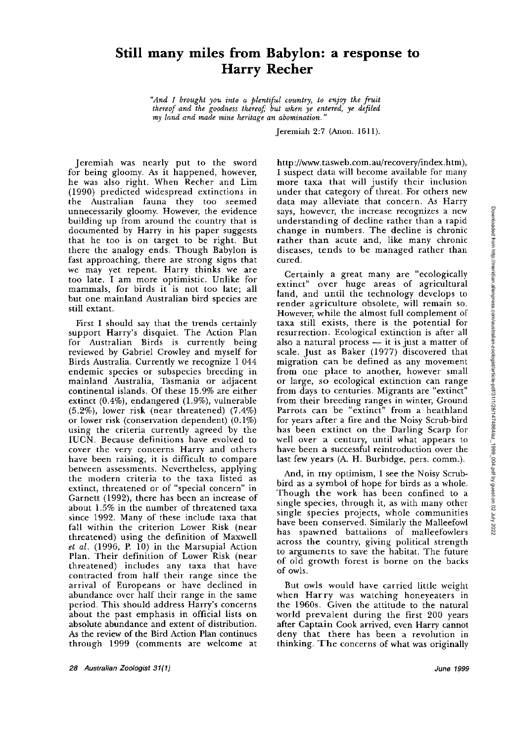# Still many miles from Babylon: a response to Harry Recher

*"And I brought you into a plentiful country, to enjoy the fruit thereof and the goodness thereof; but when ye entered, ye defiled my land and made mine heritage an abomination."*

Jeremiah 2:7 (Anon. 1611).

Jeremiah was nearly put to the sword for being gloomy. As it happened, however, he was also right. When Recher and Lim (1990) predicted widespread extinctions in the Australian fauna they too seemed unnecessarily gloomy. However, the evidence building up from around the country that is documented by Harry in his paper suggests that he too is on target to be right. But there the analogy ends. Though Babylon is fast approaching, there are strong signs that we may yet repent. Harry thinks we are too late. I am more optimistic. Unlike for mammals, for birds it is not too late; all but one mainland Australian bird species are still extant.

First I should say that the trends certainly support Harry's disquiet. The Action Plan for Australian Birds is currently being reviewed by Gabriel Crowley and myself for Birds Australia. Currently we recognize 1 044 endemic species or subspecies breeding in mainland Australia, Tasmania or adjacent continental islands. Of these 15.9% are either extinct (0.4%), endangered (1.9%), vulnerable (5.2%), lower risk (near threatened) (7.4%) or lower risk (conservation dependent) (0.1%) using the criteria currently agreed by the IUCN. Because definitions have evolved to cover the very concerns Harry and others have been raising, it is difficult to compare between assessments. Nevertheless, applying the modern criteria to the taxa listed as extinct, threatened or of "special concern" in Garnett (1992), there has been an increase of about 1.5% in the number of threatened taxa since 1992. Many of these include taxa that fall within the criterion Lower Risk (near threatened) using the definition of Maxwell *et al.* (1996, P. 10) in the Marsupial Action Plan. Their definition of Lower Risk (near threatened) includes any taxa that have contracted from half their range since the arrival of Europeans or have declined in abundance over half their range in the same period. This should address Harry's concerns about the past emphasis in official lists on absolute abundance and extent of distribution. As the review of the Bird Action Plan continues through 1999 (comments are welcome at http://www.tasweb.com.au/recovery/index.htm), I suspect data will become available for many more taxa that will justify their inclusion under that category of threat. For others new data may alleviate that concern. As Harry says, however, the increase recognizes a new understanding of decline rather than a rapid change in numbers. The decline is chronic rather than acute and, like many chronic diseases, tends to be managed rather than cured.

Certainly a great many are "ecologically extinct" over huge areas of agricultural land, and until the technology develops to render agriculture obsolete, will remain so. However, while the almost full complement of taxa still exists, there is the potential for resurrection. Ecological extinction is after all also a natural process — it is just a matter of scale. Just as Baker (1977) discovered that migration can be defined as any movement from one place to another, however small or large, so ecological extinction can range from days to centuries. Migrants are "extinct" from their breeding ranges in winter, Ground Parrots can be "extinct" from a heathland for years after a fire and the Noisy Scrub-bird has been extinct on the Darling Scarp for well over a century, until what appears to have been a successful reintroduction over the last few years (A. H. Burbidge, pers. comm.).

And, in my optimism, I see the Noisy Scrub-bird as a symbol of hope for birds as a whole. Though the work has been confined to a single species, through it, as with many other single species projects, whole communities have been conserved. Similarly the Malleefowl has spawned battalions of malleefowlers across the country, giving political strength to arguments to save the habitat. The future of old growth forest is borne on the backs of owls.

But owls would have carried little weight when Harry was watching honeyeaters in the 1960s. Given the attitude to the natural world prevalent during the first 200 years after Captain Cook arrived, even Harry cannot deny that there has been a revolution in thinking. The concerns of what was originally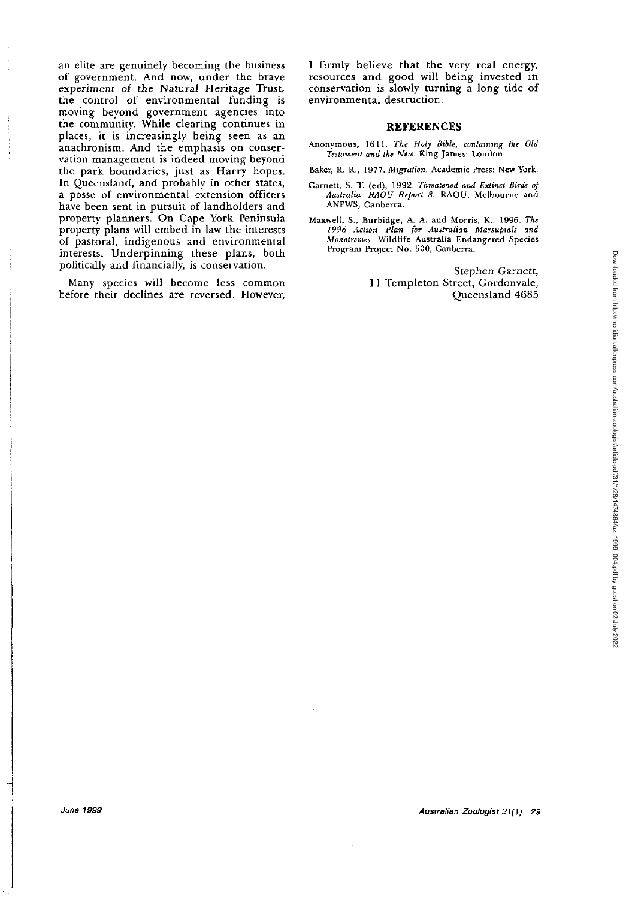an elite are genuinely becoming the business of government. And now, under the brave experiment of the Natural Heritage Trust, the control of environmental funding is moving beyond government agencies into the community. While clearing continues in places, it is increasingly being seen as an anachronism. And the emphasis on conservation management is indeed moving beyond the park boundaries, just as Harry hopes. In Queensland, and probably in other states, a posse of environmental extension officers have been sent in pursuit of landholders and property planners. On Cape York Peninsula property plans will embed in law the interests of pastoral, indigenous and environmental interests. Underpinning these plans, both politically and financially, is conservation.

Many species will become less common before their declines are reversed. However, I firmly believe that the very real energy, resources and good will being invested in conservation is slowly turning a long tide of environmental destruction.

## REFERENCES

Anonymous, 1611. *The Holy Bible, containing the Old Testament and the New.* King James: London.

Baker, R. R., 1977. *Migration.* Academic Press: New York.

Garnett, S. T. (ed), 1992. *Threatened and Extinct Birds of Australia. RAOU Report 8.* RAOU, Melbourne and ANPWS, Canberra.

Maxwell, S., Burbidge, A. A. and Morris, K., 1996. *The 1996 Action Plan for Australian Marsupials and Monotremes.* Wildlife Australia Endangered Species Program Project No. 500, Canberra.

Stephen Garnett,
11 Templeton Street, Gordonvale,
Queensland 4685